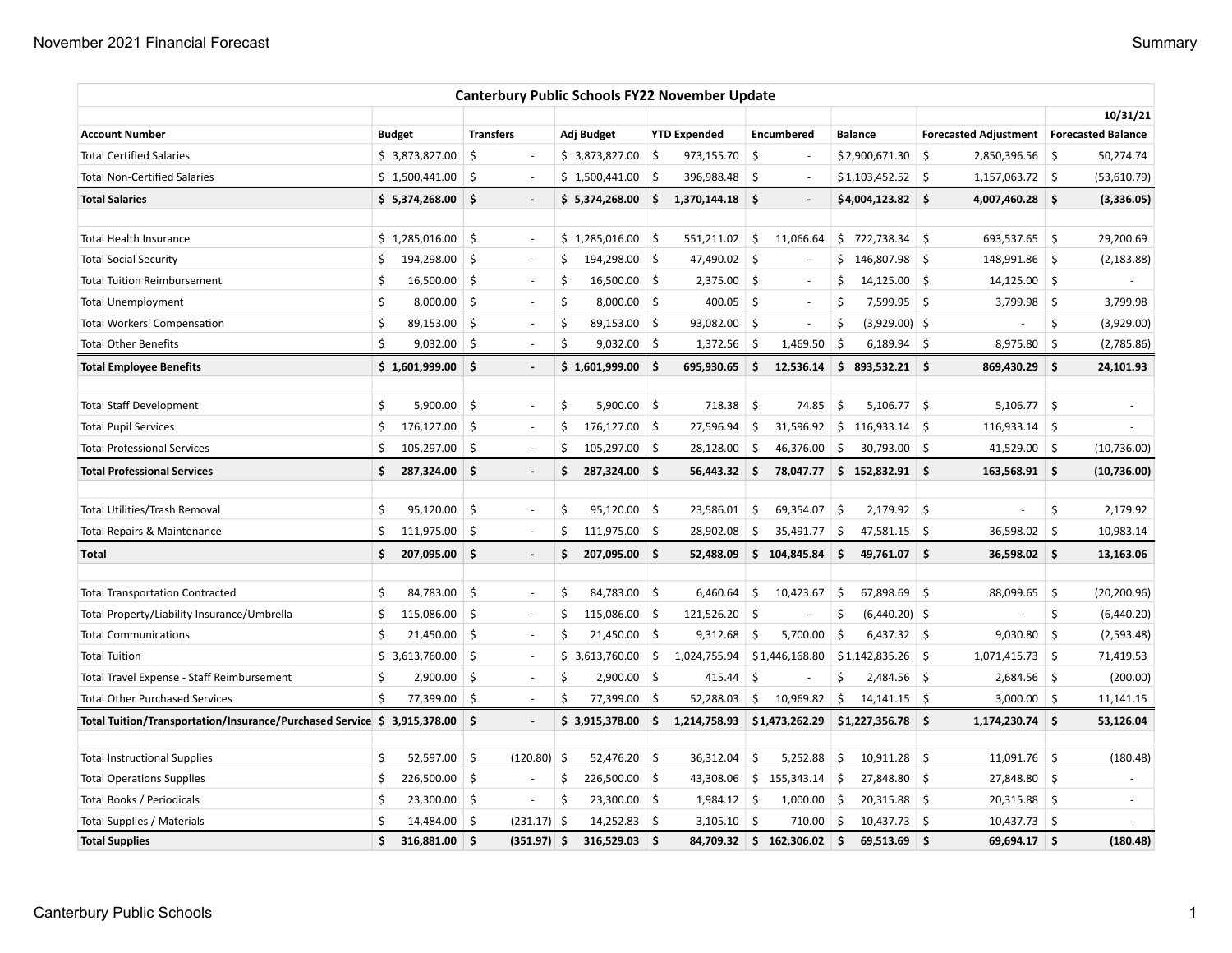| Canterbury Public Schools FY22 November Update | | | | | | | | |
|---|---|---|---|---|---|---|---|---|
| | | | | | | | | 10/31/21 |
| **Account Number** | **Budget** | **Transfers** | **Adj Budget** | **YTD Expended** | **Encumbered** | **Balance** | **Forecasted Adjustment** | **Forecasted Balance** |
| Total Certified Salaries | $ 3,873,827.00 | $ - | $ 3,873,827.00 | $ 973,155.70 | $ - | $ 2,900,671.30 | $ 2,850,396.56 | $ 50,274.74 |
| Total Non-Certified Salaries | $ 1,500,441.00 | $ - | $ 1,500,441.00 | $ 396,988.48 | $ - | $ 1,103,452.52 | $ 1,157,063.72 | $ (53,610.79) |
| **Total Salaries** | **$ 5,374,268.00** | **$ -** | **$ 5,374,268.00** | **$ 1,370,144.18** | **$ -** | **$ 4,004,123.82** | **$ 4,007,460.28** | **$ (3,336.05)** |
| | | | | | | | | |
| Total Health Insurance | $ 1,285,016.00 | $ - | $ 1,285,016.00 | $ 551,211.02 | $ 11,066.64 | $ 722,738.34 | $ 693,537.65 | $ 29,200.69 |
| Total Social Security | $ 194,298.00 | $ - | $ 194,298.00 | $ 47,490.02 | $ - | $ 146,807.98 | $ 148,991.86 | $ (2,183.88) |
| Total Tuition Reimbursement | $ 16,500.00 | $ - | $ 16,500.00 | $ 2,375.00 | $ - | $ 14,125.00 | $ 14,125.00 | $ - |
| Total Unemployment | $ 8,000.00 | $ - | $ 8,000.00 | $ 400.05 | $ - | $ 7,599.95 | $ 3,799.98 | $ 3,799.98 |
| Total Workers' Compensation | $ 89,153.00 | $ - | $ 89,153.00 | $ 93,082.00 | $ - | $ (3,929.00) | $ - | $ (3,929.00) |
| Total Other Benefits | $ 9,032.00 | $ - | $ 9,032.00 | $ 1,372.56 | $ 1,469.50 | $ 6,189.94 | $ 8,975.80 | $ (2,785.86) |
| **Total Employee Benefits** | **$ 1,601,999.00** | **$ -** | **$ 1,601,999.00** | **$ 695,930.65** | **$ 12,536.14** | **$ 893,532.21** | **$ 869,430.29** | **$ 24,101.93** |
| | | | | | | | | |
| Total Staff Development | $ 5,900.00 | $ - | $ 5,900.00 | $ 718.38 | $ 74.85 | $ 5,106.77 | $ 5,106.77 | $ - |
| Total Pupil Services | $ 176,127.00 | $ - | $ 176,127.00 | $ 27,596.94 | $ 31,596.92 | $ 116,933.14 | $ 116,933.14 | $ - |
| Total Professional Services | $ 105,297.00 | $ - | $ 105,297.00 | $ 28,128.00 | $ 46,376.00 | $ 30,793.00 | $ 41,529.00 | $ (10,736.00) |
| **Total Professional Services** | **$ 287,324.00** | **$ -** | **$ 287,324.00** | **$ 56,443.32** | **$ 78,047.77** | **$ 152,832.91** | **$ 163,568.91** | **$ (10,736.00)** |
| | | | | | | | | |
| Total Utilities/Trash Removal | $ 95,120.00 | $ - | $ 95,120.00 | $ 23,586.01 | $ 69,354.07 | $ 2,179.92 | $ - | $ 2,179.92 |
| Total Repairs & Maintenance | $ 111,975.00 | $ - | $ 111,975.00 | $ 28,902.08 | $ 35,491.77 | $ 47,581.15 | $ 36,598.02 | $ 10,983.14 |
| **Total** | **$ 207,095.00** | **$ -** | **$ 207,095.00** | **$ 52,488.09** | **$ 104,845.84** | **$ 49,761.07** | **$ 36,598.02** | **$ 13,163.06** |
| | | | | | | | | |
| Total Transportation Contracted | $ 84,783.00 | $ - | $ 84,783.00 | $ 6,460.64 | $ 10,423.67 | $ 67,898.69 | $ 88,099.65 | $ (20,200.96) |
| Total Property/Liability Insurance/Umbrella | $ 115,086.00 | $ - | $ 115,086.00 | $ 121,526.20 | $ - | $ (6,440.20) | $ - | $ (6,440.20) |
| Total Communications | $ 21,450.00 | $ - | $ 21,450.00 | $ 9,312.68 | $ 5,700.00 | $ 6,437.32 | $ 9,030.80 | $ (2,593.48) |
| Total Tuition | $ 3,613,760.00 | $ - | $ 3,613,760.00 | $ 1,024,755.94 | $ 1,446,168.80 | $ 1,142,835.26 | $ 1,071,415.73 | $ 71,419.53 |
| Total Travel Expense - Staff Reimbursement | $ 2,900.00 | $ - | $ 2,900.00 | $ 415.44 | $ - | $ 2,484.56 | $ 2,684.56 | $ (200.00) |
| Total Other Purchased Services | $ 77,399.00 | $ - | $ 77,399.00 | $ 52,288.03 | $ 10,969.82 | $ 14,141.15 | $ 3,000.00 | $ 11,141.15 |
| **Total Tuition/Transportation/Insurance/Purchased Service** | **$ 3,915,378.00** | **$ -** | **$ 3,915,378.00** | **$ 1,214,758.93** | **$ 1,473,262.29** | **$ 1,227,356.78** | **$ 1,174,230.74** | **$ 53,126.04** |
| | | | | | | | | |
| Total Instructional Supplies | $ 52,597.00 | $ (120.80) | $ 52,476.20 | $ 36,312.04 | $ 5,252.88 | $ 10,911.28 | $ 11,091.76 | $ (180.48) |
| Total Operations Supplies | $ 226,500.00 | $ - | $ 226,500.00 | $ 43,308.06 | $ 155,343.14 | $ 27,848.80 | $ 27,848.80 | $ - |
| Total Books / Periodicals | $ 23,300.00 | $ - | $ 23,300.00 | $ 1,984.12 | $ 1,000.00 | $ 20,315.88 | $ 20,315.88 | $ - |
| Total Supplies / Materials | $ 14,484.00 | $ (231.17) | $ 14,252.83 | $ 3,105.10 | $ 710.00 | $ 10,437.73 | $ 10,437.73 | $ - |
| **Total Supplies** | **$ 316,881.00** | **$ (351.97)** | **$ 316,529.03** | **$ 84,709.32** | **$ 162,306.02** | **$ 69,513.69** | **$ 69,694.17** | **$ (180.48)** |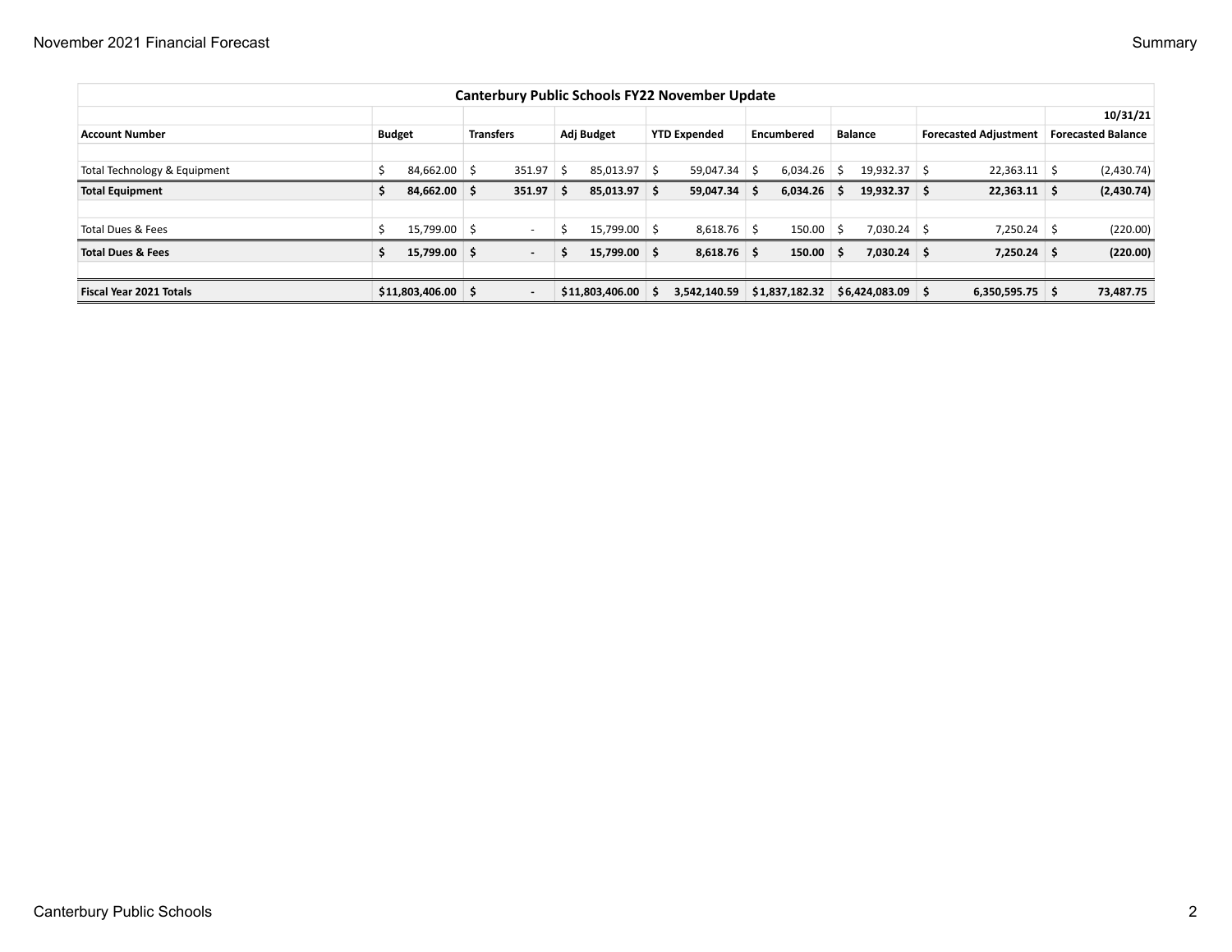| Canterbury Public Schools FY22 November Update | | | | | | | | |
|---|---|---|---|---|---|---|---|---|
| | | | | | | | | 10/31/21 |
| **Account Number** | **Budget** | **Transfers** | **Adj Budget** | **YTD Expended** | **Encumbered** | **Balance** | **Forecasted Adjustment** | **Forecasted Balance** |
| | | | | | | | | |
| Total Technology & Equipment | $ 84,662.00 | $ 351.97 | $ 85,013.97 | $ 59,047.34 | $ 6,034.26 | $ 19,932.37 | $ 22,363.11 | $ (2,430.74) |
| **Total Equipment** | **$ 84,662.00** | **$ 351.97** | **$ 85,013.97** | **$ 59,047.34** | **$ 6,034.26** | **$ 19,932.37** | **$ 22,363.11** | **$ (2,430.74)** |
| | | | | | | | | |
| Total Dues & Fees | $ 15,799.00 | $ - | $ 15,799.00 | $ 8,618.76 | $ 150.00 | $ 7,030.24 | $ 7,250.24 | $ (220.00) |
| **Total Dues & Fees** | **$ 15,799.00** | **$ -** | **$ 15,799.00** | **$ 8,618.76** | **$ 150.00** | **$ 7,030.24** | **$ 7,250.24** | **$ (220.00)** |
| | | | | | | | | |
| **Fiscal Year 2021 Totals** | **$11,803,406.00** | **$ -** | **$11,803,406.00** | **$ 3,542,140.59** | **$1,837,182.32** | **$6,424,083.09** | **$ 6,350,595.75** | **$ 73,487.75** |